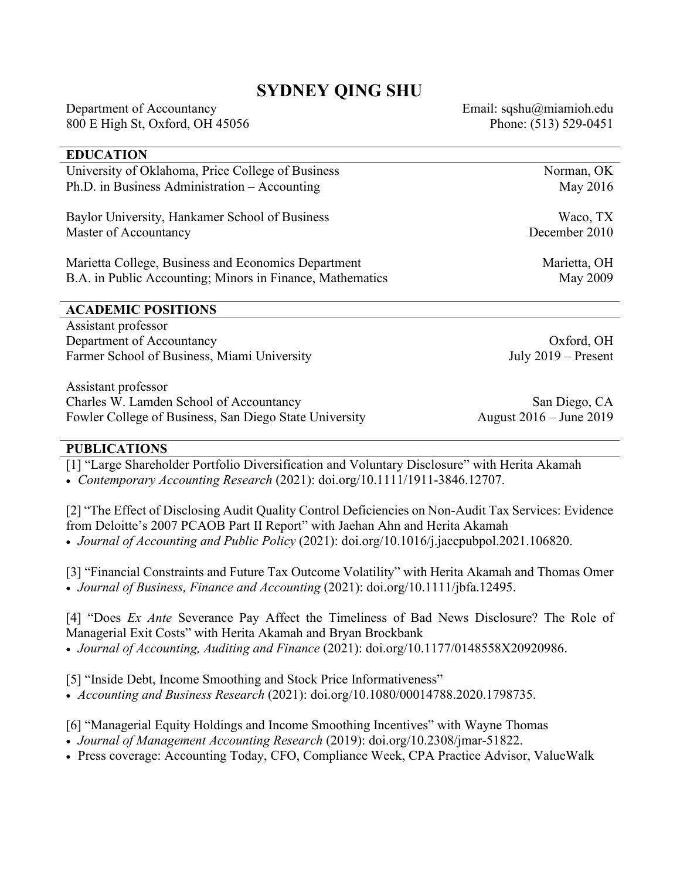# SYDNEY QING SHU

Department of Accountancy
800 E High St, Oxford, OH 45056

Email: sqshu@miamioh.edu
Phone: (513) 529-0451

## EDUCATION

University of Oklahoma, Price College of Business — Norman, OK
Ph.D. in Business Administration – Accounting — May 2016

Baylor University, Hankamer School of Business — Waco, TX
Master of Accountancy — December 2010

Marietta College, Business and Economics Department — Marietta, OH
B.A. in Public Accounting; Minors in Finance, Mathematics — May 2009

## ACADEMIC POSITIONS

Assistant professor
Department of Accountancy — Oxford, OH
Farmer School of Business, Miami University — July 2019 – Present

Assistant professor
Charles W. Lamden School of Accountancy — San Diego, CA
Fowler College of Business, San Diego State University — August 2016 – June 2019

## PUBLICATIONS

[1] "Large Shareholder Portfolio Diversification and Voluntary Disclosure" with Herita Akamah
- *Contemporary Accounting Research* (2021): doi.org/10.1111/1911-3846.12707.

[2] "The Effect of Disclosing Audit Quality Control Deficiencies on Non-Audit Tax Services: Evidence from Deloitte's 2007 PCAOB Part II Report" with Jaehan Ahn and Herita Akamah
- *Journal of Accounting and Public Policy* (2021): doi.org/10.1016/j.jaccpubpol.2021.106820.

[3] "Financial Constraints and Future Tax Outcome Volatility" with Herita Akamah and Thomas Omer
- *Journal of Business, Finance and Accounting* (2021): doi.org/10.1111/jbfa.12495.

[4] "Does *Ex Ante* Severance Pay Affect the Timeliness of Bad News Disclosure? The Role of Managerial Exit Costs" with Herita Akamah and Bryan Brockbank
- *Journal of Accounting, Auditing and Finance* (2021): doi.org/10.1177/0148558X20920986.

[5] "Inside Debt, Income Smoothing and Stock Price Informativeness"
- *Accounting and Business Research* (2021): doi.org/10.1080/00014788.2020.1798735.

[6] "Managerial Equity Holdings and Income Smoothing Incentives" with Wayne Thomas
- *Journal of Management Accounting Research* (2019): doi.org/10.2308/jmar-51822.
- Press coverage: Accounting Today, CFO, Compliance Week, CPA Practice Advisor, ValueWalk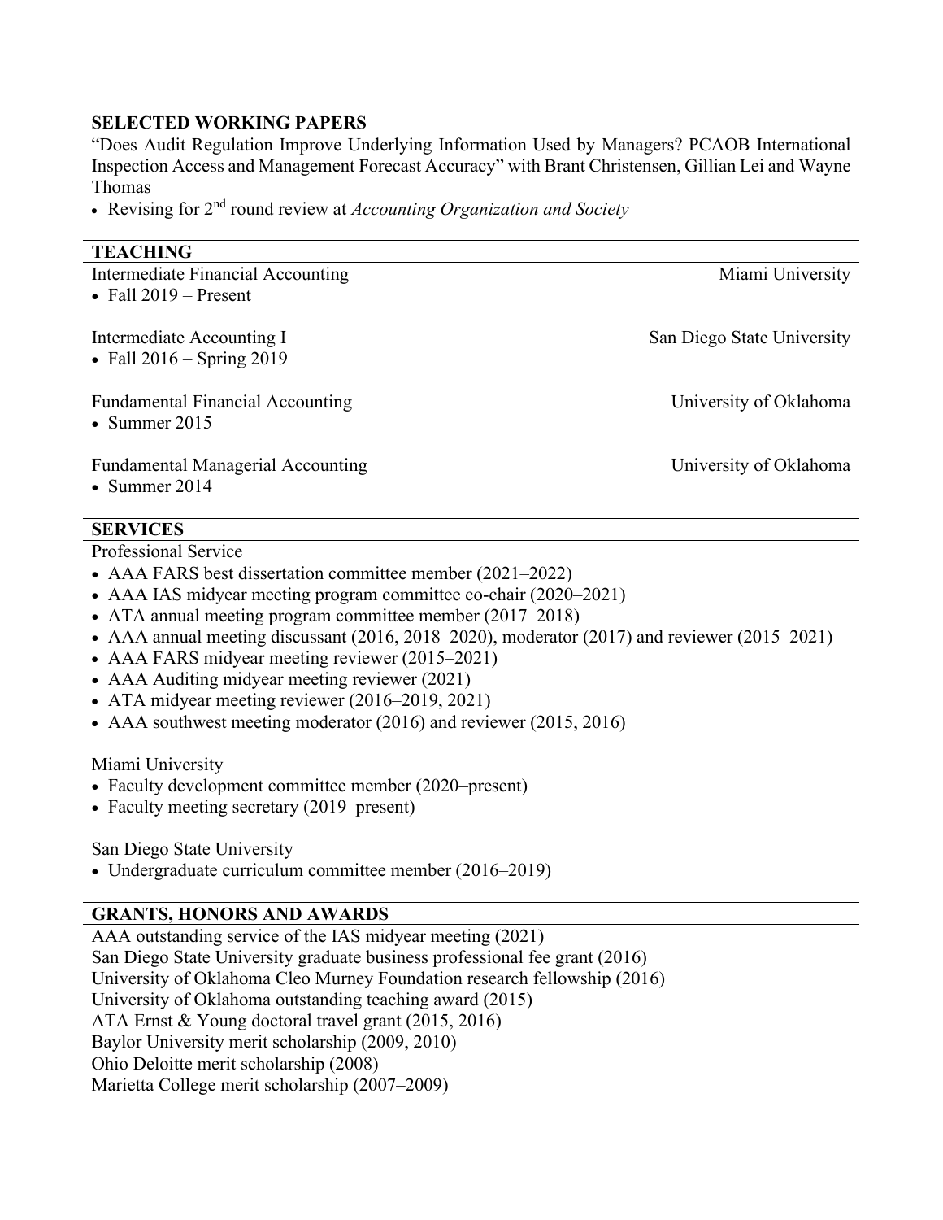## SELECTED WORKING PAPERS

"Does Audit Regulation Improve Underlying Information Used by Managers? PCAOB International Inspection Access and Management Forecast Accuracy" with Brant Christensen, Gillian Lei and Wayne Thomas

- Revising for 2nd round review at *Accounting Organization and Society*

## TEACHING

Intermediate Financial Accounting — Miami University

- Fall 2019 – Present

Intermediate Accounting I — San Diego State University

- Fall 2016 – Spring 2019

Fundamental Financial Accounting — University of Oklahoma

- Summer 2015

Fundamental Managerial Accounting — University of Oklahoma

- Summer 2014

## SERVICES

Professional Service

- AAA FARS best dissertation committee member (2021–2022)
- AAA IAS midyear meeting program committee co-chair (2020–2021)
- ATA annual meeting program committee member (2017–2018)
- AAA annual meeting discussant (2016, 2018–2020), moderator (2017) and reviewer (2015–2021)
- AAA FARS midyear meeting reviewer (2015–2021)
- AAA Auditing midyear meeting reviewer (2021)
- ATA midyear meeting reviewer (2016–2019, 2021)
- AAA southwest meeting moderator (2016) and reviewer (2015, 2016)

Miami University

- Faculty development committee member (2020–present)
- Faculty meeting secretary (2019–present)

San Diego State University

- Undergraduate curriculum committee member (2016–2019)

## GRANTS, HONORS AND AWARDS

AAA outstanding service of the IAS midyear meeting (2021)
San Diego State University graduate business professional fee grant (2016)
University of Oklahoma Cleo Murney Foundation research fellowship (2016)
University of Oklahoma outstanding teaching award (2015)
ATA Ernst & Young doctoral travel grant (2015, 2016)
Baylor University merit scholarship (2009, 2010)
Ohio Deloitte merit scholarship (2008)
Marietta College merit scholarship (2007–2009)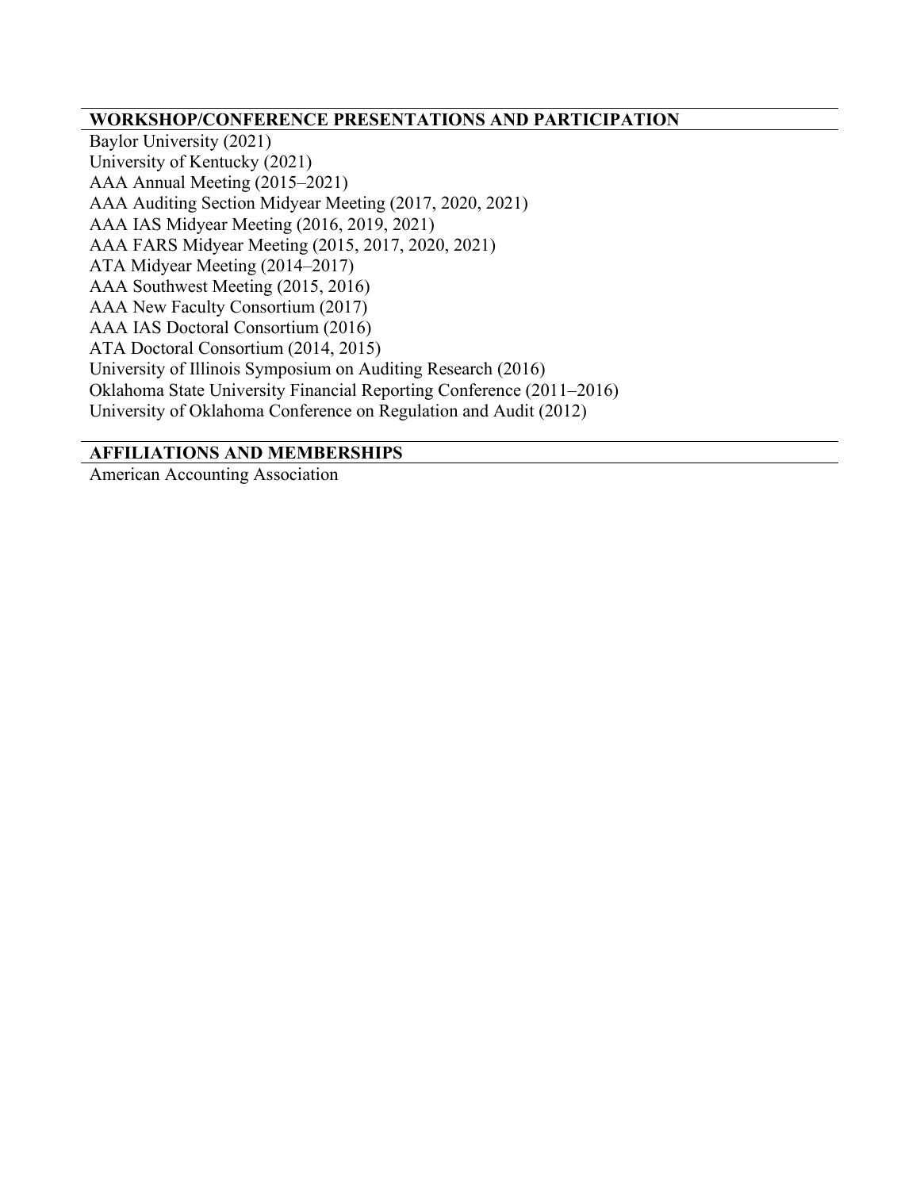## WORKSHOP/CONFERENCE PRESENTATIONS AND PARTICIPATION

Baylor University (2021)
University of Kentucky (2021)
AAA Annual Meeting (2015–2021)
AAA Auditing Section Midyear Meeting (2017, 2020, 2021)
AAA IAS Midyear Meeting (2016, 2019, 2021)
AAA FARS Midyear Meeting (2015, 2017, 2020, 2021)
ATA Midyear Meeting (2014–2017)
AAA Southwest Meeting (2015, 2016)
AAA New Faculty Consortium (2017)
AAA IAS Doctoral Consortium (2016)
ATA Doctoral Consortium (2014, 2015)
University of Illinois Symposium on Auditing Research (2016)
Oklahoma State University Financial Reporting Conference (2011–2016)
University of Oklahoma Conference on Regulation and Audit (2012)

## AFFILIATIONS AND MEMBERSHIPS

American Accounting Association